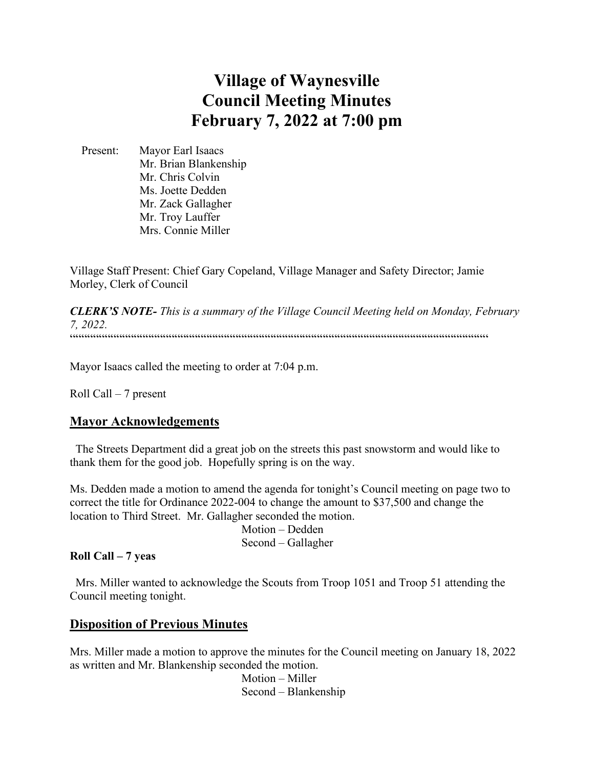# Village of Waynesville
# Council Meeting Minutes
# February 7, 2022 at 7:00 pm

Present: Mayor Earl Isaacs
Mr. Brian Blankenship
Mr. Chris Colvin
Ms. Joette Dedden
Mr. Zack Gallagher
Mr. Troy Lauffer
Mrs. Connie Miller

Village Staff Present: Chief Gary Copeland, Village Manager and Safety Director; Jamie Morley, Clerk of Council

***CLERK'S NOTE-*** *This is a summary of the Village Council Meeting held on Monday, February 7, 2022.*

""""""""""""""""""""""""""""""""""""""""""""""""""""""""""""""""""""""""""""""""""""""""""""""""""""""""""""""""""""""""""

Mayor Isaacs called the meeting to order at 7:04 p.m.

Roll Call – 7 present

## Mayor Acknowledgements

The Streets Department did a great job on the streets this past snowstorm and would like to thank them for the good job. Hopefully spring is on the way.

Ms. Dedden made a motion to amend the agenda for tonight's Council meeting on page two to correct the title for Ordinance 2022-004 to change the amount to $37,500 and change the location to Third Street. Mr. Gallagher seconded the motion.

Motion – Dedden
Second – Gallagher

**Roll Call – 7 yeas**

Mrs. Miller wanted to acknowledge the Scouts from Troop 1051 and Troop 51 attending the Council meeting tonight.

## Disposition of Previous Minutes

Mrs. Miller made a motion to approve the minutes for the Council meeting on January 18, 2022 as written and Mr. Blankenship seconded the motion.

Motion – Miller
Second – Blankenship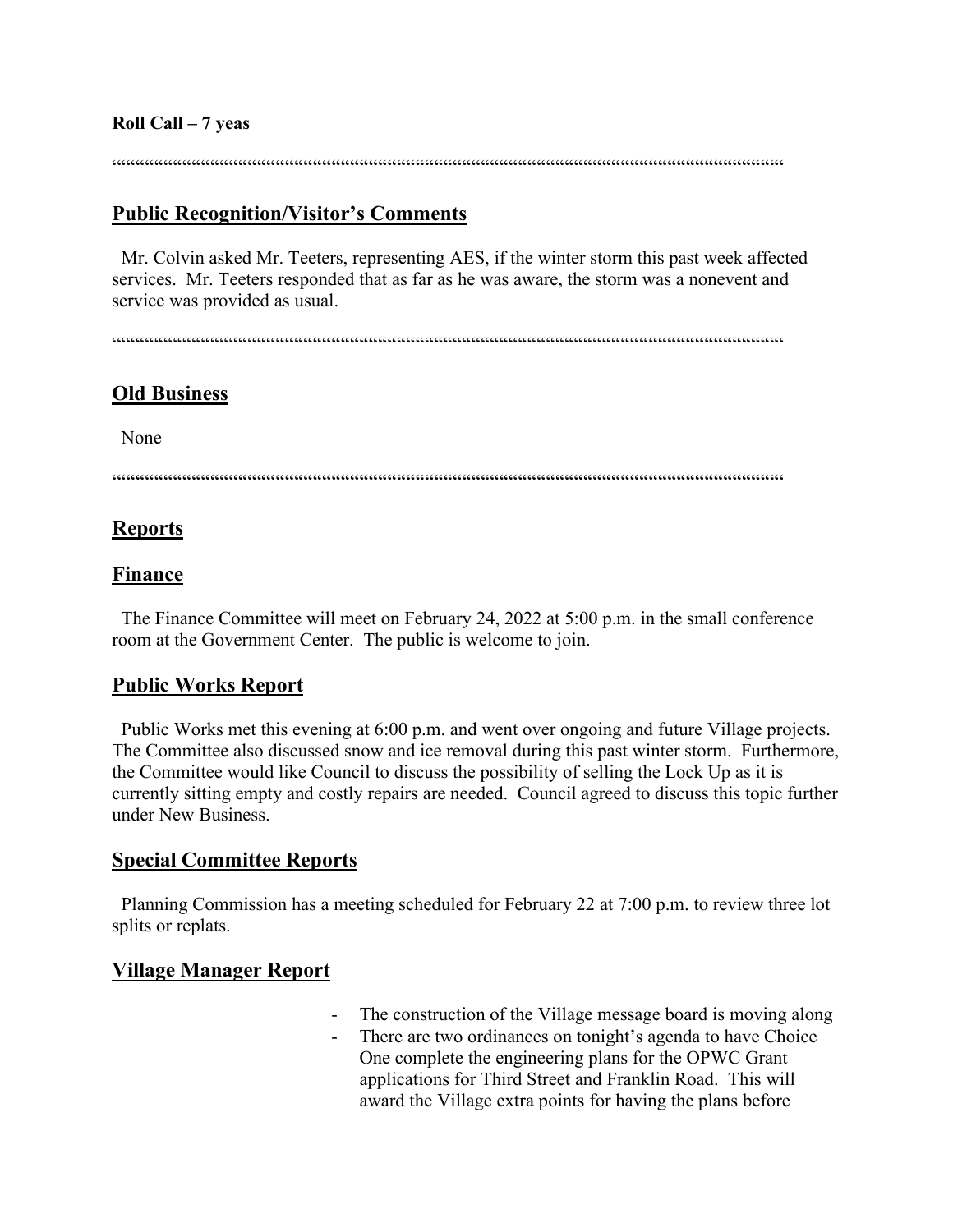**Roll Call – 7 yeas**

““““““““““““““““““““““““““““““““““““““““““““““““““““““““““““““““““““

## Public Recognition/Visitor's Comments

Mr. Colvin asked Mr. Teeters, representing AES, if the winter storm this past week affected services. Mr. Teeters responded that as far as he was aware, the storm was a nonevent and service was provided as usual.

““““““““““““““““““““““““““““““““““““““““““““““““““““““““““““““““““““

## Old Business

None

““““““““““““““““““““““““““““““““““““““““““““““““““““““““““““““““““““

## Reports

## Finance

The Finance Committee will meet on February 24, 2022 at 5:00 p.m. in the small conference room at the Government Center. The public is welcome to join.

## Public Works Report

Public Works met this evening at 6:00 p.m. and went over ongoing and future Village projects. The Committee also discussed snow and ice removal during this past winter storm. Furthermore, the Committee would like Council to discuss the possibility of selling the Lock Up as it is currently sitting empty and costly repairs are needed. Council agreed to discuss this topic further under New Business.

## Special Committee Reports

Planning Commission has a meeting scheduled for February 22 at 7:00 p.m. to review three lot splits or replats.

## Village Manager Report

- The construction of the Village message board is moving along
- There are two ordinances on tonight's agenda to have Choice One complete the engineering plans for the OPWC Grant applications for Third Street and Franklin Road. This will award the Village extra points for having the plans before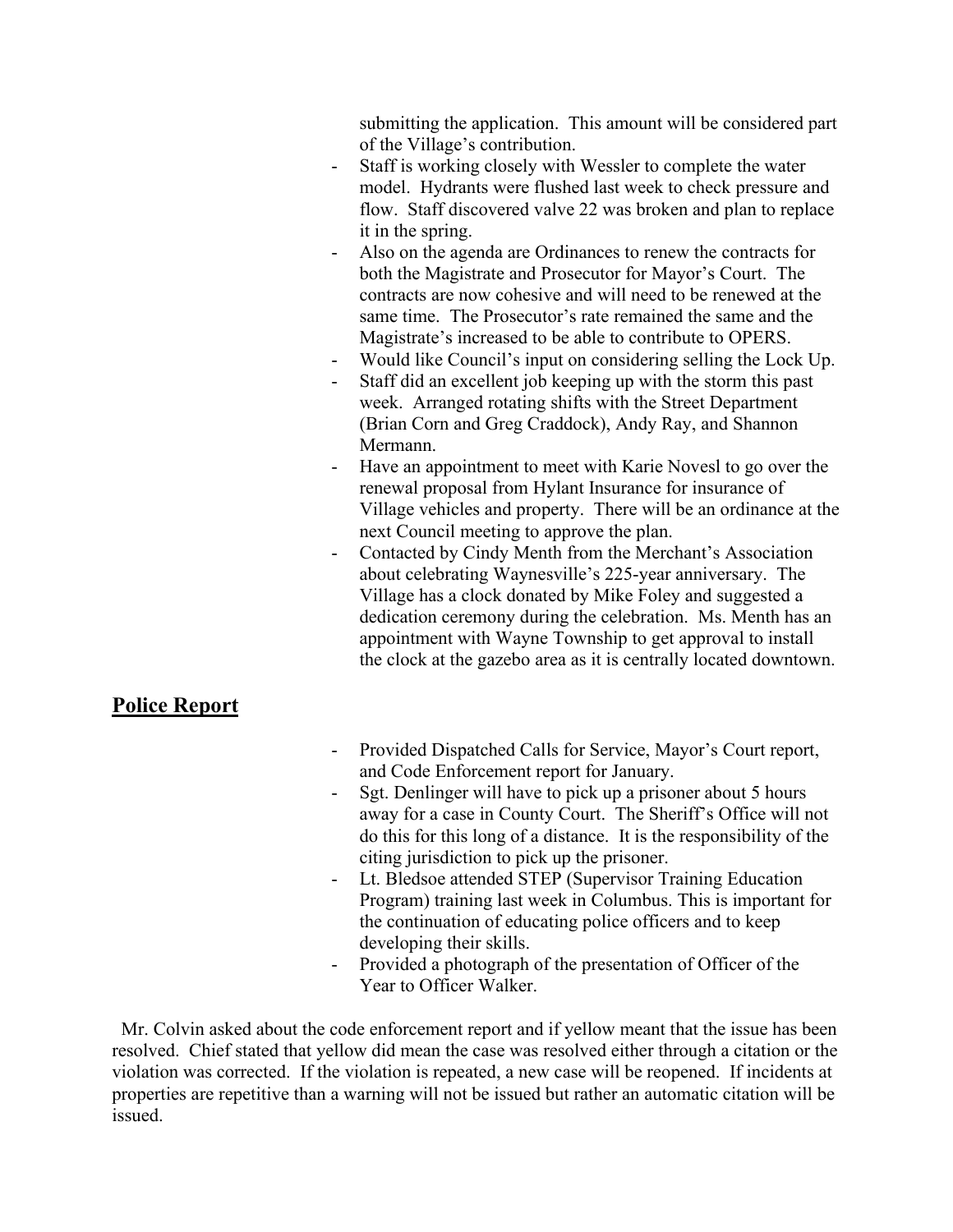submitting the application. This amount will be considered part of the Village's contribution.

- Staff is working closely with Wessler to complete the water model. Hydrants were flushed last week to check pressure and flow. Staff discovered valve 22 was broken and plan to replace it in the spring.
- Also on the agenda are Ordinances to renew the contracts for both the Magistrate and Prosecutor for Mayor's Court. The contracts are now cohesive and will need to be renewed at the same time. The Prosecutor's rate remained the same and the Magistrate's increased to be able to contribute to OPERS.
- Would like Council's input on considering selling the Lock Up.
- Staff did an excellent job keeping up with the storm this past week. Arranged rotating shifts with the Street Department (Brian Corn and Greg Craddock), Andy Ray, and Shannon Mermann.
- Have an appointment to meet with Karie Novesl to go over the renewal proposal from Hylant Insurance for insurance of Village vehicles and property. There will be an ordinance at the next Council meeting to approve the plan.
- Contacted by Cindy Menth from the Merchant's Association about celebrating Waynesville's 225-year anniversary. The Village has a clock donated by Mike Foley and suggested a dedication ceremony during the celebration. Ms. Menth has an appointment with Wayne Township to get approval to install the clock at the gazebo area as it is centrally located downtown.

## Police Report

- Provided Dispatched Calls for Service, Mayor's Court report, and Code Enforcement report for January.
- Sgt. Denlinger will have to pick up a prisoner about 5 hours away for a case in County Court. The Sheriff's Office will not do this for this long of a distance. It is the responsibility of the citing jurisdiction to pick up the prisoner.
- Lt. Bledsoe attended STEP (Supervisor Training Education Program) training last week in Columbus. This is important for the continuation of educating police officers and to keep developing their skills.
- Provided a photograph of the presentation of Officer of the Year to Officer Walker.

Mr. Colvin asked about the code enforcement report and if yellow meant that the issue has been resolved. Chief stated that yellow did mean the case was resolved either through a citation or the violation was corrected. If the violation is repeated, a new case will be reopened. If incidents at properties are repetitive than a warning will not be issued but rather an automatic citation will be issued.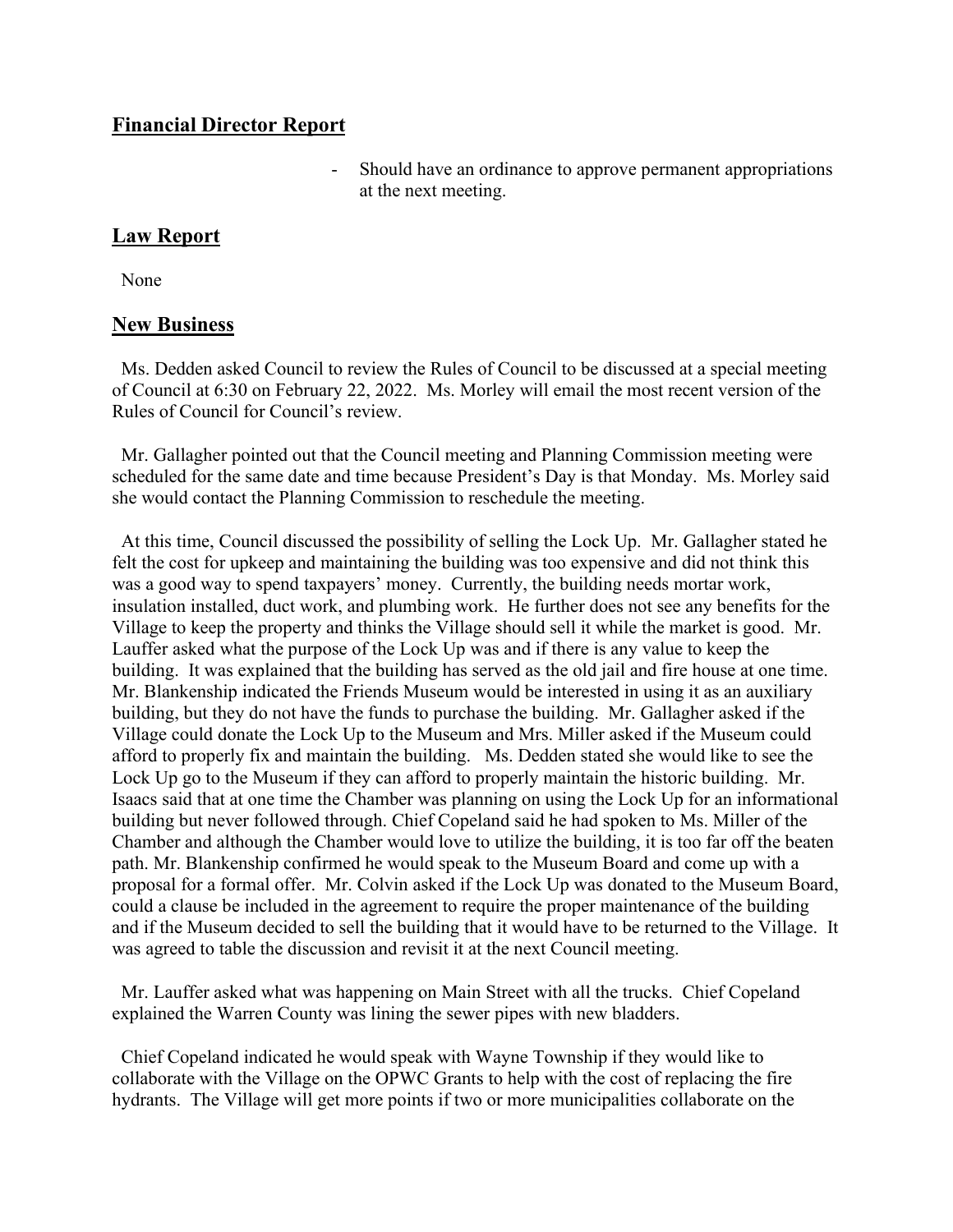## Financial Director Report

- Should have an ordinance to approve permanent appropriations at the next meeting.

## Law Report

None

## New Business

Ms. Dedden asked Council to review the Rules of Council to be discussed at a special meeting of Council at 6:30 on February 22, 2022. Ms. Morley will email the most recent version of the Rules of Council for Council's review.

Mr. Gallagher pointed out that the Council meeting and Planning Commission meeting were scheduled for the same date and time because President's Day is that Monday. Ms. Morley said she would contact the Planning Commission to reschedule the meeting.

At this time, Council discussed the possibility of selling the Lock Up. Mr. Gallagher stated he felt the cost for upkeep and maintaining the building was too expensive and did not think this was a good way to spend taxpayers' money. Currently, the building needs mortar work, insulation installed, duct work, and plumbing work. He further does not see any benefits for the Village to keep the property and thinks the Village should sell it while the market is good. Mr. Lauffer asked what the purpose of the Lock Up was and if there is any value to keep the building. It was explained that the building has served as the old jail and fire house at one time. Mr. Blankenship indicated the Friends Museum would be interested in using it as an auxiliary building, but they do not have the funds to purchase the building. Mr. Gallagher asked if the Village could donate the Lock Up to the Museum and Mrs. Miller asked if the Museum could afford to properly fix and maintain the building. Ms. Dedden stated she would like to see the Lock Up go to the Museum if they can afford to properly maintain the historic building. Mr. Isaacs said that at one time the Chamber was planning on using the Lock Up for an informational building but never followed through. Chief Copeland said he had spoken to Ms. Miller of the Chamber and although the Chamber would love to utilize the building, it is too far off the beaten path. Mr. Blankenship confirmed he would speak to the Museum Board and come up with a proposal for a formal offer. Mr. Colvin asked if the Lock Up was donated to the Museum Board, could a clause be included in the agreement to require the proper maintenance of the building and if the Museum decided to sell the building that it would have to be returned to the Village. It was agreed to table the discussion and revisit it at the next Council meeting.

Mr. Lauffer asked what was happening on Main Street with all the trucks. Chief Copeland explained the Warren County was lining the sewer pipes with new bladders.

Chief Copeland indicated he would speak with Wayne Township if they would like to collaborate with the Village on the OPWC Grants to help with the cost of replacing the fire hydrants. The Village will get more points if two or more municipalities collaborate on the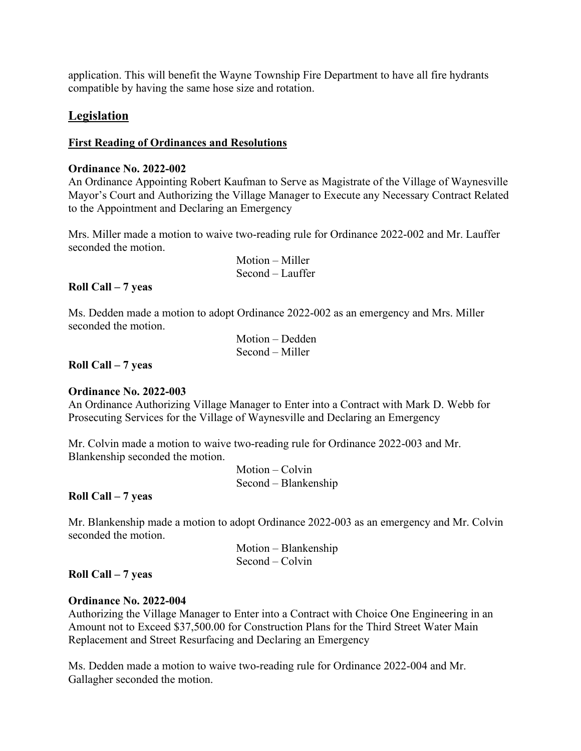application. This will benefit the Wayne Township Fire Department to have all fire hydrants compatible by having the same hose size and rotation.

## Legislation

### First Reading of Ordinances and Resolutions

**Ordinance No. 2022-002**
An Ordinance Appointing Robert Kaufman to Serve as Magistrate of the Village of Waynesville Mayor's Court and Authorizing the Village Manager to Execute any Necessary Contract Related to the Appointment and Declaring an Emergency

Mrs. Miller made a motion to waive two-reading rule for Ordinance 2022-002 and Mr. Lauffer seconded the motion.

Motion – Miller
Second – Lauffer

**Roll Call – 7 yeas**

Ms. Dedden made a motion to adopt Ordinance 2022-002 as an emergency and Mrs. Miller seconded the motion.

Motion – Dedden
Second – Miller

**Roll Call – 7 yeas**

**Ordinance No. 2022-003**
An Ordinance Authorizing Village Manager to Enter into a Contract with Mark D. Webb for Prosecuting Services for the Village of Waynesville and Declaring an Emergency

Mr. Colvin made a motion to waive two-reading rule for Ordinance 2022-003 and Mr. Blankenship seconded the motion.

Motion – Colvin
Second – Blankenship

**Roll Call – 7 yeas**

Mr. Blankenship made a motion to adopt Ordinance 2022-003 as an emergency and Mr. Colvin seconded the motion.

Motion – Blankenship
Second – Colvin

**Roll Call – 7 yeas**

**Ordinance No. 2022-004**
Authorizing the Village Manager to Enter into a Contract with Choice One Engineering in an Amount not to Exceed $37,500.00 for Construction Plans for the Third Street Water Main Replacement and Street Resurfacing and Declaring an Emergency

Ms. Dedden made a motion to waive two-reading rule for Ordinance 2022-004 and Mr. Gallagher seconded the motion.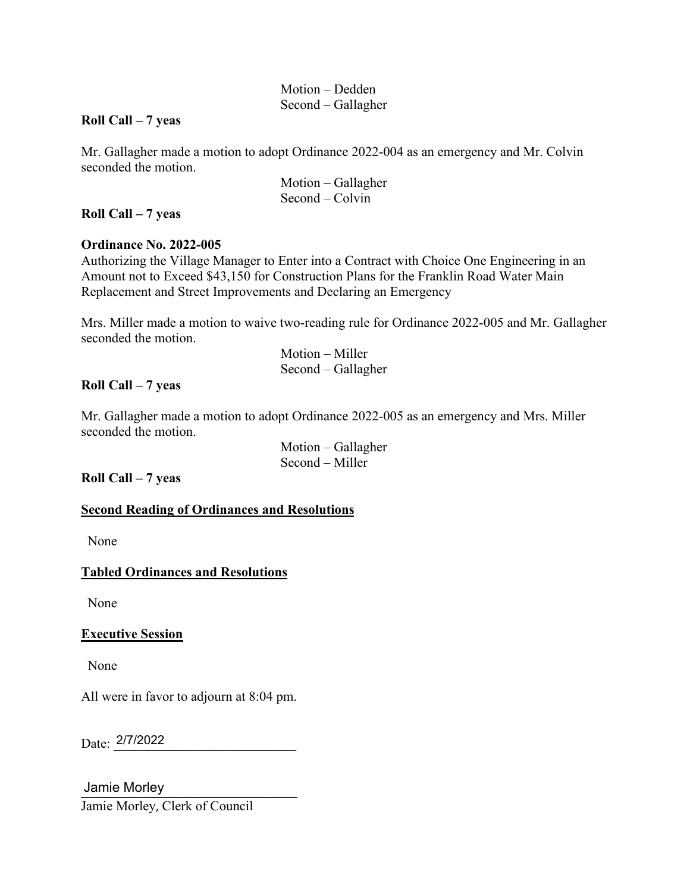Motion – Dedden
Second – Gallagher

**Roll Call – 7 yeas**

Mr. Gallagher made a motion to adopt Ordinance 2022-004 as an emergency and Mr. Colvin seconded the motion.

Motion – Gallagher
Second – Colvin

**Roll Call – 7 yeas**

**Ordinance No. 2022-005**
Authorizing the Village Manager to Enter into a Contract with Choice One Engineering in an Amount not to Exceed $43,150 for Construction Plans for the Franklin Road Water Main Replacement and Street Improvements and Declaring an Emergency

Mrs. Miller made a motion to waive two-reading rule for Ordinance 2022-005 and Mr. Gallagher seconded the motion.

Motion – Miller
Second – Gallagher

**Roll Call – 7 yeas**

Mr. Gallagher made a motion to adopt Ordinance 2022-005 as an emergency and Mrs. Miller seconded the motion.

Motion – Gallagher
Second – Miller

**Roll Call – 7 yeas**

**Second Reading of Ordinances and Resolutions**

None

**Tabled Ordinances and Resolutions**

None

**Executive Session**

None

All were in favor to adjourn at 8:04 pm.

Date: 2/7/2022

Jamie Morley
Jamie Morley, Clerk of Council